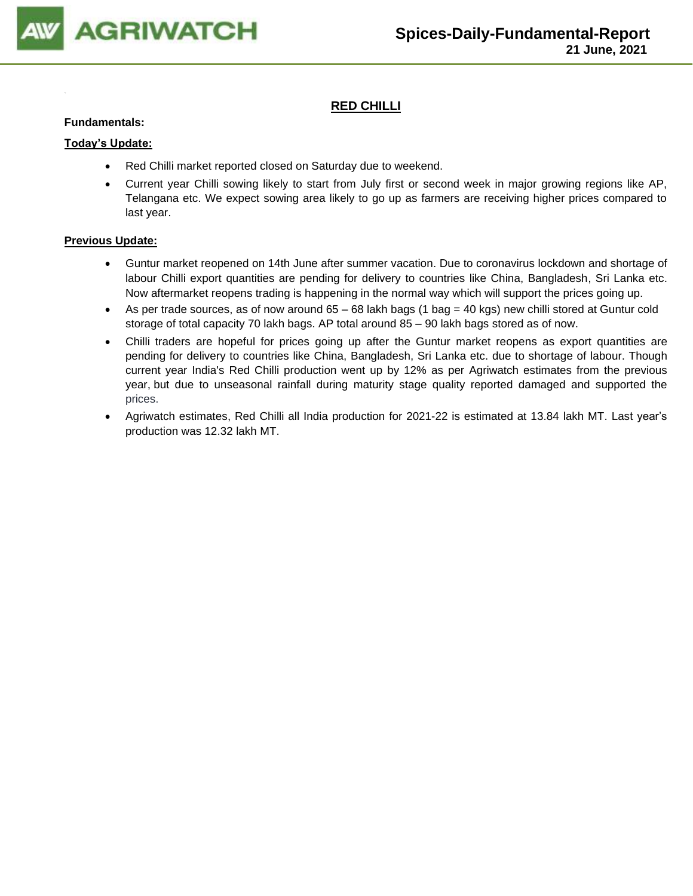Spices-Daily-Fundamental-Report
21 June, 2021

## RED CHILLI

**Fundamentals:**

**Today's Update:**

- Red Chilli market reported closed on Saturday due to weekend.
- Current year Chilli sowing likely to start from July first or second week in major growing regions like AP, Telangana etc. We expect sowing area likely to go up as farmers are receiving higher prices compared to last year.

**Previous Update:**

- Guntur market reopened on 14th June after summer vacation. Due to coronavirus lockdown and shortage of labour Chilli export quantities are pending for delivery to countries like China, Bangladesh, Sri Lanka etc. Now aftermarket reopens trading is happening in the normal way which will support the prices going up.
- As per trade sources, as of now around 65 – 68 lakh bags (1 bag = 40 kgs) new chilli stored at Guntur cold storage of total capacity 70 lakh bags. AP total around 85 – 90 lakh bags stored as of now.
- Chilli traders are hopeful for prices going up after the Guntur market reopens as export quantities are pending for delivery to countries like China, Bangladesh, Sri Lanka etc. due to shortage of labour. Though current year India's Red Chilli production went up by 12% as per Agriwatch estimates from the previous year, but due to unseasonal rainfall during maturity stage quality reported damaged and supported the prices.
- Agriwatch estimates, Red Chilli all India production for 2021-22 is estimated at 13.84 lakh MT. Last year's production was 12.32 lakh MT.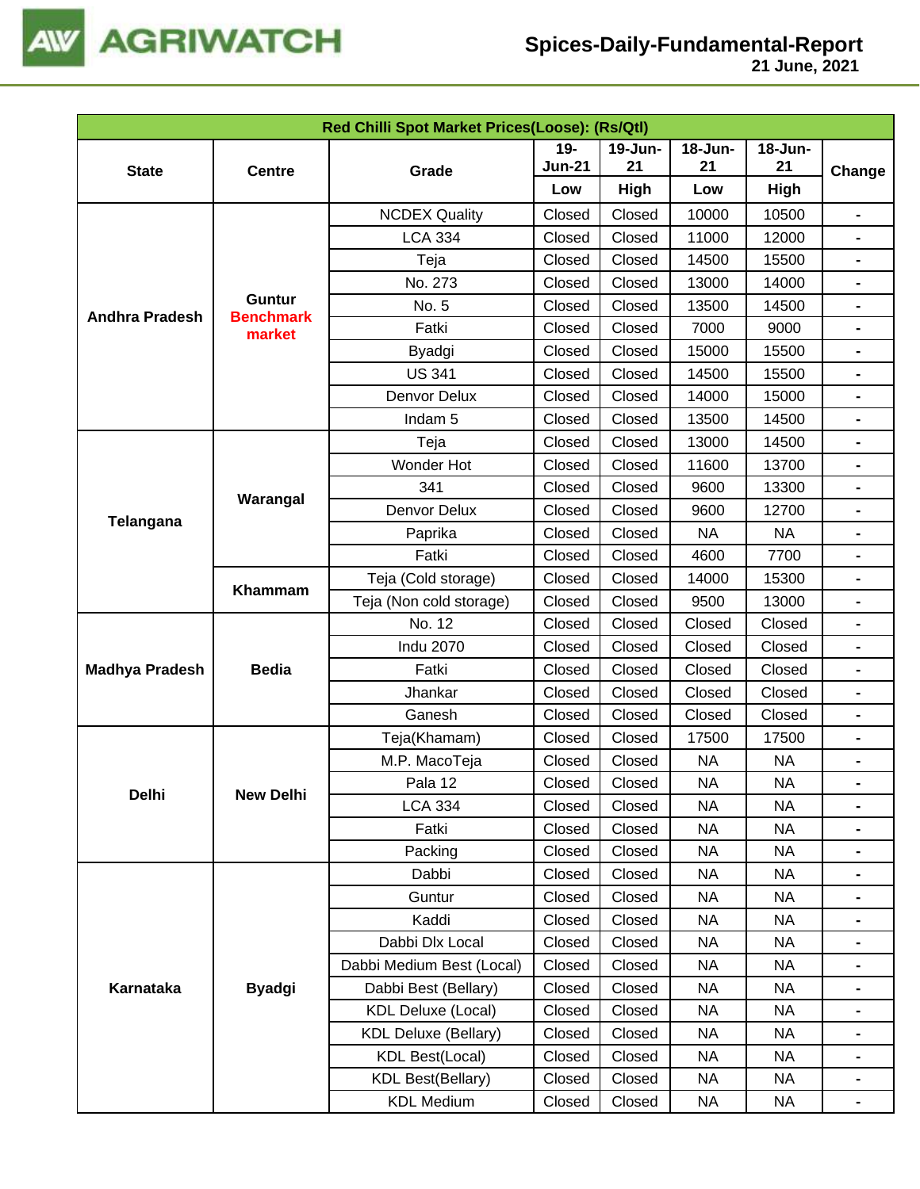| Red Chilli Spot Market Prices(Loose): (Rs/Qtl) | | | | | | | |
|---|---|---|---|---|---|---|---|
| State | Centre | Grade | 19-Jun-21 | 19-Jun-21 | 18-Jun-21 | 18-Jun-21 | Change |
| | | | Low | High | Low | High | |
| Andhra Pradesh | Guntur Benchmark market | NCDEX Quality | Closed | Closed | 10000 | 10500 | - |
| | | LCA 334 | Closed | Closed | 11000 | 12000 | - |
| | | Teja | Closed | Closed | 14500 | 15500 | - |
| | | No. 273 | Closed | Closed | 13000 | 14000 | - |
| | | No. 5 | Closed | Closed | 13500 | 14500 | - |
| | | Fatki | Closed | Closed | 7000 | 9000 | - |
| | | Byadgi | Closed | Closed | 15000 | 15500 | - |
| | | US 341 | Closed | Closed | 14500 | 15500 | - |
| | | Denvor Delux | Closed | Closed | 14000 | 15000 | - |
| | | Indam 5 | Closed | Closed | 13500 | 14500 | - |
| Telangana | Warangal | Teja | Closed | Closed | 13000 | 14500 | - |
| | | Wonder Hot | Closed | Closed | 11600 | 13700 | - |
| | | 341 | Closed | Closed | 9600 | 13300 | - |
| | | Denvor Delux | Closed | Closed | 9600 | 12700 | - |
| | | Paprika | Closed | Closed | NA | NA | - |
| | | Fatki | Closed | Closed | 4600 | 7700 | - |
| | Khammam | Teja (Cold storage) | Closed | Closed | 14000 | 15300 | - |
| | | Teja (Non cold storage) | Closed | Closed | 9500 | 13000 | - |
| Madhya Pradesh | Bedia | No. 12 | Closed | Closed | Closed | Closed | - |
| | | Indu 2070 | Closed | Closed | Closed | Closed | - |
| | | Fatki | Closed | Closed | Closed | Closed | - |
| | | Jhankar | Closed | Closed | Closed | Closed | - |
| | | Ganesh | Closed | Closed | Closed | Closed | - |
| Delhi | New Delhi | Teja(Khamam) | Closed | Closed | 17500 | 17500 | - |
| | | M.P. MacoTeja | Closed | Closed | NA | NA | - |
| | | Pala 12 | Closed | Closed | NA | NA | - |
| | | LCA 334 | Closed | Closed | NA | NA | - |
| | | Fatki | Closed | Closed | NA | NA | - |
| | | Packing | Closed | Closed | NA | NA | - |
| Karnataka | Byadgi | Dabbi | Closed | Closed | NA | NA | - |
| | | Guntur | Closed | Closed | NA | NA | - |
| | | Kaddi | Closed | Closed | NA | NA | - |
| | | Dabbi Dlx Local | Closed | Closed | NA | NA | - |
| | | Dabbi Medium Best (Local) | Closed | Closed | NA | NA | - |
| | | Dabbi Best (Bellary) | Closed | Closed | NA | NA | - |
| | | KDL Deluxe (Local) | Closed | Closed | NA | NA | - |
| | | KDL Deluxe (Bellary) | Closed | Closed | NA | NA | - |
| | | KDL Best(Local) | Closed | Closed | NA | NA | - |
| | | KDL Best(Bellary) | Closed | Closed | NA | NA | - |
| | | KDL Medium | Closed | Closed | NA | NA | - |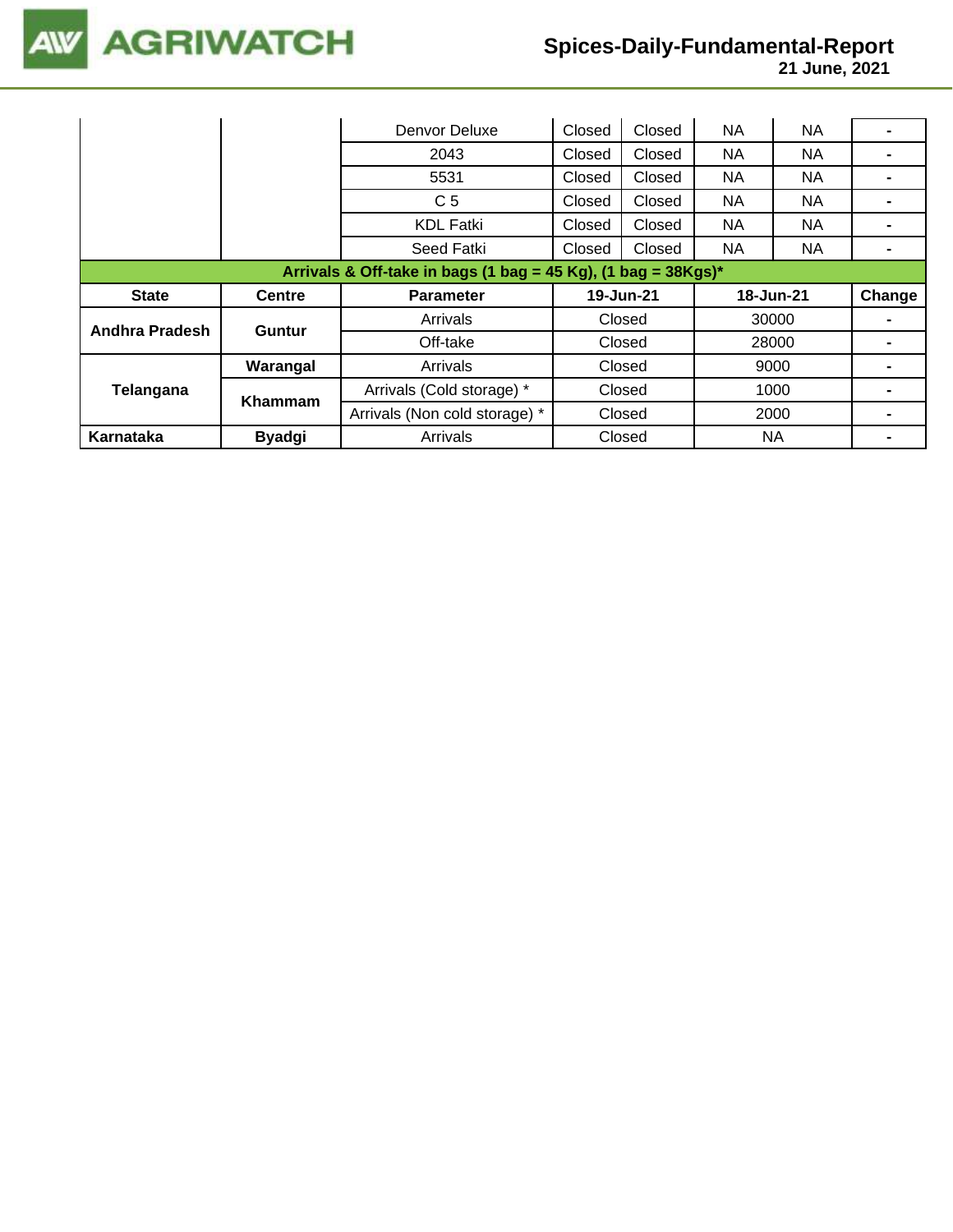| | | | | | | | |
|---|---|---|---|---|---|---|---|
| | | Denvor Deluxe | Closed | Closed | NA | NA | - |
| | | 2043 | Closed | Closed | NA | NA | - |
| | | 5531 | Closed | Closed | NA | NA | - |
| | | C 5 | Closed | Closed | NA | NA | - |
| | | KDL Fatki | Closed | Closed | NA | NA | - |
| | | Seed Fatki | Closed | Closed | NA | NA | - |

**Arrivals & Off-take in bags (1 bag = 45 Kg), (1 bag = 38Kgs)***

| State | Centre | Parameter | 19-Jun-21 | 18-Jun-21 | Change |
|---|---|---|---|---|---|
| **Andhra Pradesh** | **Guntur** | Arrivals | Closed | 30000 | - |
| | | Off-take | Closed | 28000 | - |
| **Telangana** | **Warangal** | Arrivals | Closed | 9000 | - |
| | **Khammam** | Arrivals (Cold storage) * | Closed | 1000 | - |
| | | Arrivals (Non cold storage) * | Closed | 2000 | - |
| **Karnataka** | **Byadgi** | Arrivals | Closed | NA | - |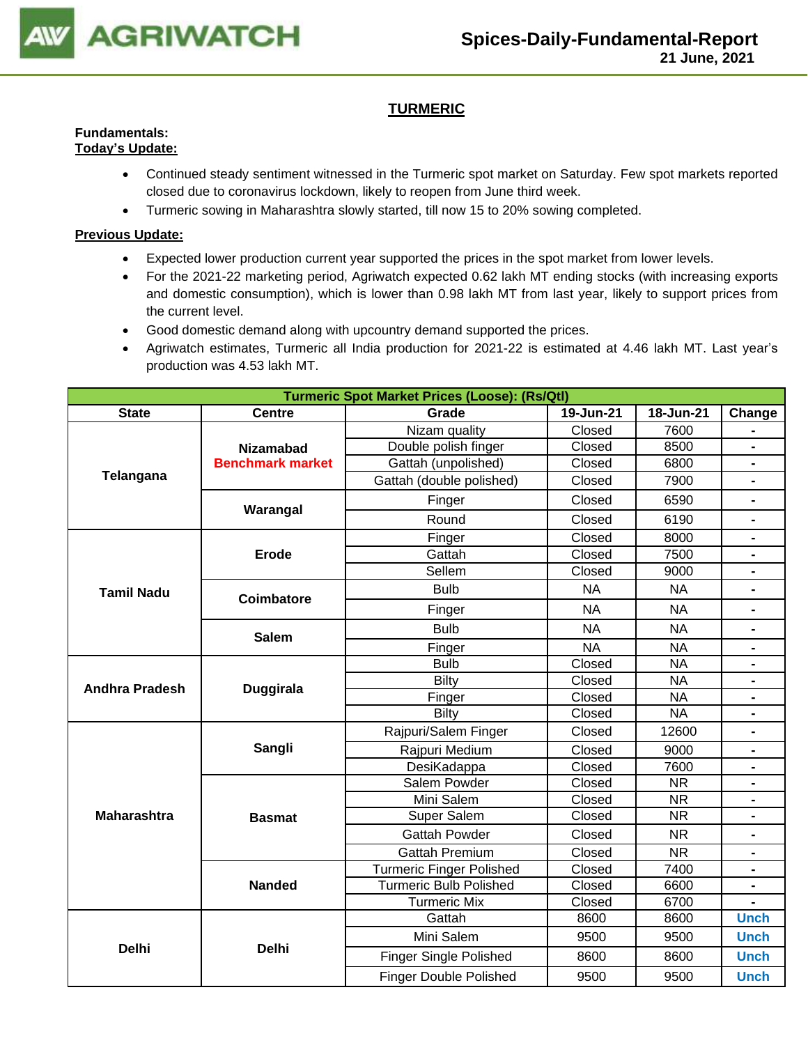## TURMERIC

**Fundamentals:**
**Today's Update:**

- Continued steady sentiment witnessed in the Turmeric spot market on Saturday. Few spot markets reported closed due to coronavirus lockdown, likely to reopen from June third week.
- Turmeric sowing in Maharashtra slowly started, till now 15 to 20% sowing completed.

**Previous Update:**

- Expected lower production current year supported the prices in the spot market from lower levels.
- For the 2021-22 marketing period, Agriwatch expected 0.62 lakh MT ending stocks (with increasing exports and domestic consumption), which is lower than 0.98 lakh MT from last year, likely to support prices from the current level.
- Good domestic demand along with upcountry demand supported the prices.
- Agriwatch estimates, Turmeric all India production for 2021-22 is estimated at 4.46 lakh MT. Last year's production was 4.53 lakh MT.

| Turmeric Spot Market Prices (Loose): (Rs/Qtl) | | | | | |
|---|---|---|---|---|---|
| State | Centre | Grade | 19-Jun-21 | 18-Jun-21 | Change |
| Telangana | Nizamabad Benchmark market | Nizam quality | Closed | 7600 | - |
| | | Double polish finger | Closed | 8500 | - |
| | | Gattah (unpolished) | Closed | 6800 | - |
| | | Gattah (double polished) | Closed | 7900 | - |
| | Warangal | Finger | Closed | 6590 | - |
| | | Round | Closed | 6190 | - |
| Tamil Nadu | Erode | Finger | Closed | 8000 | - |
| | | Gattah | Closed | 7500 | - |
| | | Sellem | Closed | 9000 | - |
| | Coimbatore | Bulb | NA | NA | - |
| | | Finger | NA | NA | - |
| | Salem | Bulb | NA | NA | - |
| | | Finger | NA | NA | - |
| Andhra Pradesh | Duggirala | Bulb | Closed | NA | - |
| | | Bilty | Closed | NA | - |
| | | Finger | Closed | NA | - |
| | | Bilty | Closed | NA | - |
| Maharashtra | Sangli | Rajpuri/Salem Finger | Closed | 12600 | - |
| | | Rajpuri Medium | Closed | 9000 | - |
| | | DesiKadappa | Closed | 7600 | - |
| | Basmat | Salem Powder | Closed | NR | - |
| | | Mini Salem | Closed | NR | - |
| | | Super Salem | Closed | NR | - |
| | | Gattah Powder | Closed | NR | - |
| | | Gattah Premium | Closed | NR | - |
| | Nanded | Turmeric Finger Polished | Closed | 7400 | - |
| | | Turmeric Bulb Polished | Closed | 6600 | - |
| | | Turmeric Mix | Closed | 6700 | - |
| Delhi | Delhi | Gattah | 8600 | 8600 | Unch |
| | | Mini Salem | 9500 | 9500 | Unch |
| | | Finger Single Polished | 8600 | 8600 | Unch |
| | | Finger Double Polished | 9500 | 9500 | Unch |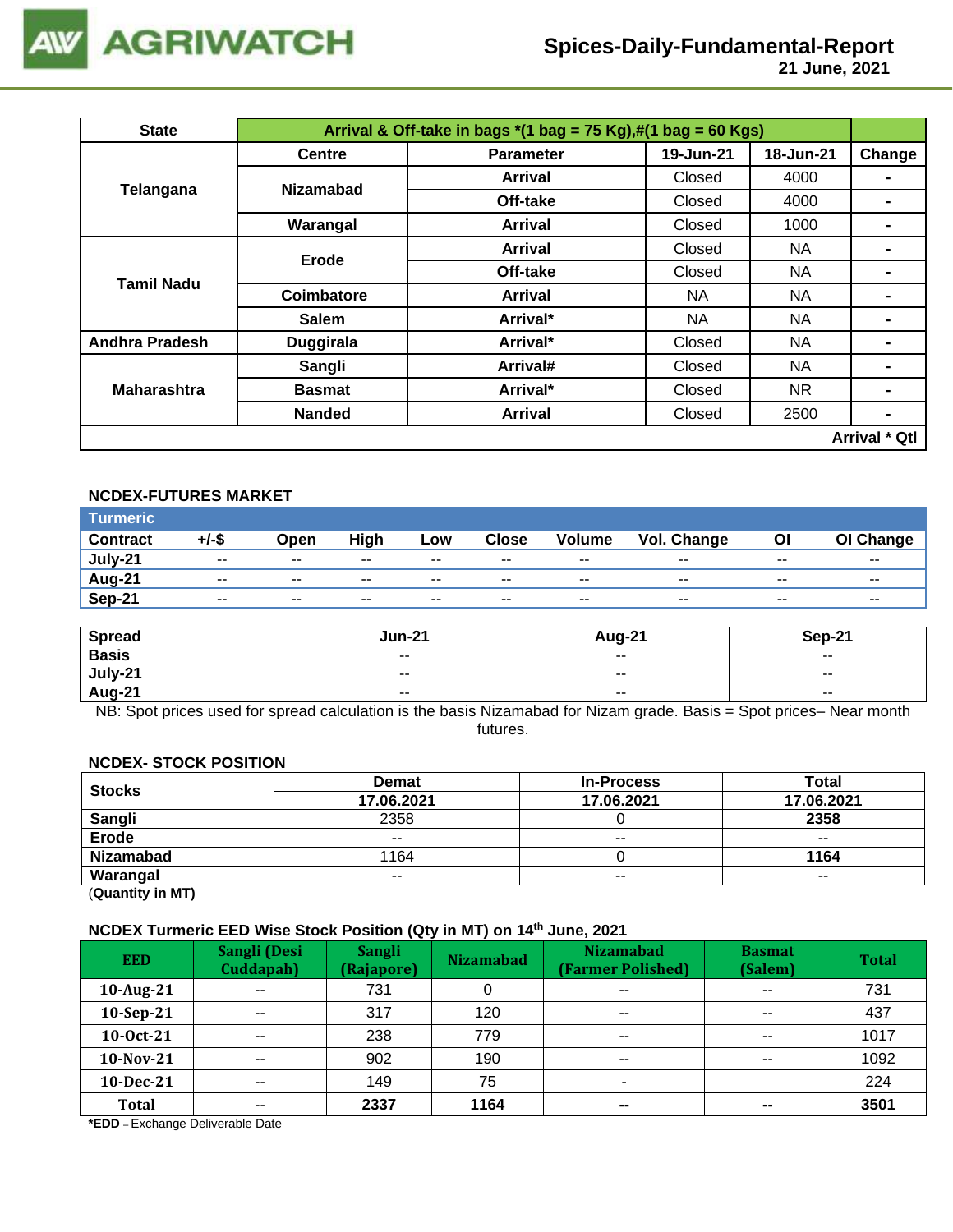| State | Arrival & Off-take in bags *(1 bag = 75 Kg),#(1 bag = 60 Kgs) | | | | |
|---|---|---|---|---|---|
| | Centre | Parameter | 19-Jun-21 | 18-Jun-21 | Change |
| Telangana | Nizamabad | Arrival | Closed | 4000 | - |
| | | Off-take | Closed | 4000 | - |
| | Warangal | Arrival | Closed | 1000 | - |
| Tamil Nadu | Erode | Arrival | Closed | NA | - |
| | | Off-take | Closed | NA | - |
| | Coimbatore | Arrival | NA | NA | - |
| | Salem | Arrival* | NA | NA | - |
| Andhra Pradesh | Duggirala | Arrival* | Closed | NA | - |
| Maharashtra | Sangli | Arrival# | Closed | NA | - |
| | Basmat | Arrival* | Closed | NR | - |
| | Nanded | Arrival | Closed | 2500 | - |
| | | | | | Arrival * Qtl |

### NCDEX-FUTURES MARKET

| Turmeric | | | | | | | | | |
|---|---|---|---|---|---|---|---|---|---|
| Contract | +/-$ | Open | High | Low | Close | Volume | Vol. Change | OI | OI Change |
| July-21 | -- | -- | -- | -- | -- | -- | -- | -- | -- |
| Aug-21 | -- | -- | -- | -- | -- | -- | -- | -- | -- |
| Sep-21 | -- | -- | -- | -- | -- | -- | -- | -- | -- |

| Spread | Jun-21 | Aug-21 | Sep-21 |
|---|---|---|---|
| Basis | -- | -- | -- |
| July-21 | -- | -- | -- |
| Aug-21 | -- | -- | -- |

NB: Spot prices used for spread calculation is the basis Nizamabad for Nizam grade. Basis = Spot prices– Near month futures.

### NCDEX- STOCK POSITION

| Stocks | Demat | In-Process | Total |
|---|---|---|---|
| | 17.06.2021 | 17.06.2021 | 17.06.2021 |
| Sangli | 2358 | 0 | **2358** |
| Erode | -- | -- | -- |
| Nizamabad | 1164 | 0 | **1164** |
| Warangal | -- | -- | -- |

(**Quantity in MT**)

### NCDEX Turmeric EED Wise Stock Position (Qty in MT) on 14th June, 2021

| EED | Sangli (Desi Cuddapah) | Sangli (Rajapore) | Nizamabad | Nizamabad (Farmer Polished) | Basmat (Salem) | Total |
|---|---|---|---|---|---|---|
| 10-Aug-21 | -- | 731 | 0 | -- | -- | 731 |
| 10-Sep-21 | -- | 317 | 120 | -- | -- | 437 |
| 10-Oct-21 | -- | 238 | 779 | -- | -- | 1017 |
| 10-Nov-21 | -- | 902 | 190 | -- | -- | 1092 |
| 10-Dec-21 | -- | 149 | 75 | - | | 224 |
| Total | -- | **2337** | **1164** | **--** | **--** | **3501** |

***EDD** – Exchange Deliverable Date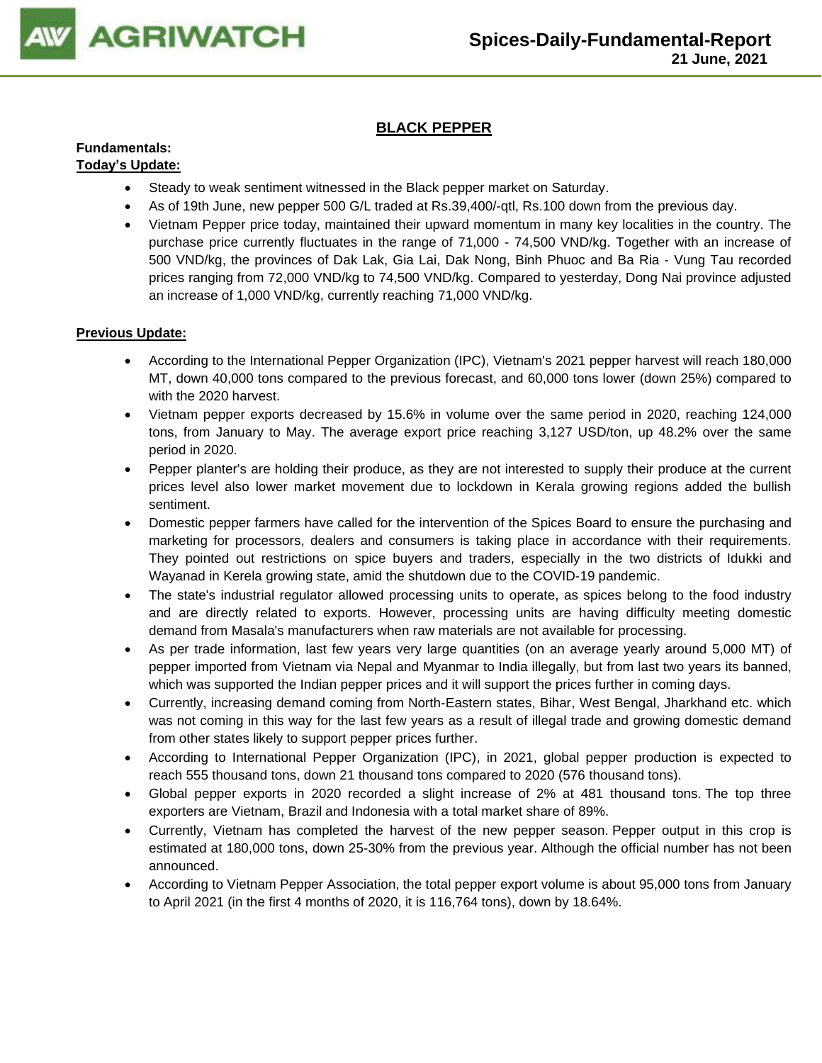## BLACK PEPPER

**Fundamentals:**

**Today's Update:**

- Steady to weak sentiment witnessed in the Black pepper market on Saturday.
- As of 19th June, new pepper 500 G/L traded at Rs.39,400/-qtl, Rs.100 down from the previous day.
- Vietnam Pepper price today, maintained their upward momentum in many key localities in the country. The purchase price currently fluctuates in the range of 71,000 - 74,500 VND/kg. Together with an increase of 500 VND/kg, the provinces of Dak Lak, Gia Lai, Dak Nong, Binh Phuoc and Ba Ria - Vung Tau recorded prices ranging from 72,000 VND/kg to 74,500 VND/kg. Compared to yesterday, Dong Nai province adjusted an increase of 1,000 VND/kg, currently reaching 71,000 VND/kg.

**Previous Update:**

- According to the International Pepper Organization (IPC), Vietnam's 2021 pepper harvest will reach 180,000 MT, down 40,000 tons compared to the previous forecast, and 60,000 tons lower (down 25%) compared to with the 2020 harvest.
- Vietnam pepper exports decreased by 15.6% in volume over the same period in 2020, reaching 124,000 tons, from January to May. The average export price reaching 3,127 USD/ton, up 48.2% over the same period in 2020.
- Pepper planter's are holding their produce, as they are not interested to supply their produce at the current prices level also lower market movement due to lockdown in Kerala growing regions added the bullish sentiment.
- Domestic pepper farmers have called for the intervention of the Spices Board to ensure the purchasing and marketing for processors, dealers and consumers is taking place in accordance with their requirements. They pointed out restrictions on spice buyers and traders, especially in the two districts of Idukki and Wayanad in Kerela growing state, amid the shutdown due to the COVID-19 pandemic.
- The state's industrial regulator allowed processing units to operate, as spices belong to the food industry and are directly related to exports. However, processing units are having difficulty meeting domestic demand from Masala's manufacturers when raw materials are not available for processing.
- As per trade information, last few years very large quantities (on an average yearly around 5,000 MT) of pepper imported from Vietnam via Nepal and Myanmar to India illegally, but from last two years its banned, which was supported the Indian pepper prices and it will support the prices further in coming days.
- Currently, increasing demand coming from North-Eastern states, Bihar, West Bengal, Jharkhand etc. which was not coming in this way for the last few years as a result of illegal trade and growing domestic demand from other states likely to support pepper prices further.
- According to International Pepper Organization (IPC), in 2021, global pepper production is expected to reach 555 thousand tons, down 21 thousand tons compared to 2020 (576 thousand tons).
- Global pepper exports in 2020 recorded a slight increase of 2% at 481 thousand tons. The top three exporters are Vietnam, Brazil and Indonesia with a total market share of 89%.
- Currently, Vietnam has completed the harvest of the new pepper season. Pepper output in this crop is estimated at 180,000 tons, down 25-30% from the previous year. Although the official number has not been announced.
- According to Vietnam Pepper Association, the total pepper export volume is about 95,000 tons from January to April 2021 (in the first 4 months of 2020, it is 116,764 tons), down by 18.64%.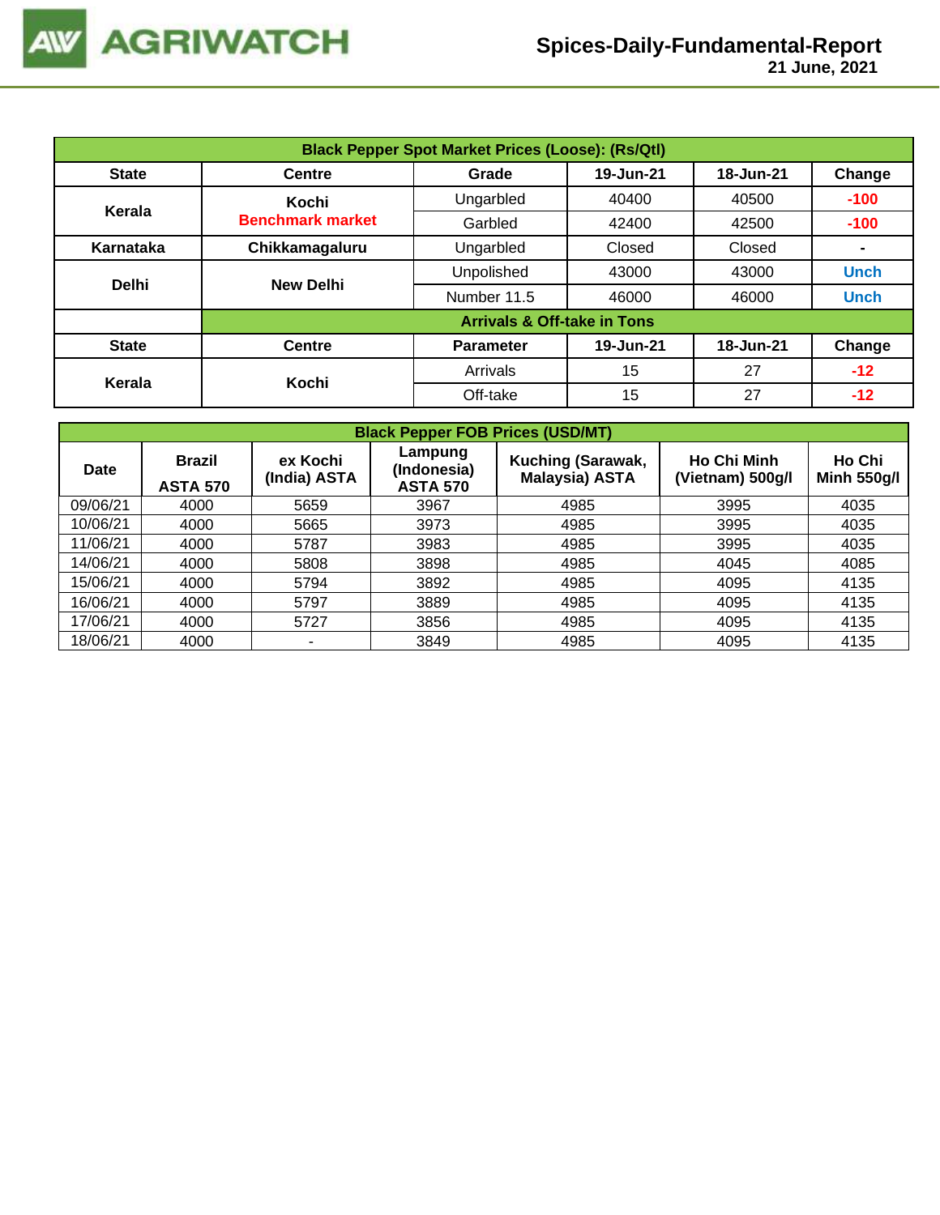| Black Pepper Spot Market Prices (Loose): (Rs/Qtl) | | | | | |
|---|---|---|---|---|---|
| **State** | **Centre** | **Grade** | **19-Jun-21** | **18-Jun-21** | **Change** |
| **Kerala** | **Kochi** **Benchmark market** | Ungarbled | 40400 | 40500 | **-100** |
| | | Garbled | 42400 | 42500 | **-100** |
| **Karnataka** | **Chikkamagaluru** | Ungarbled | Closed | Closed | **-** |
| **Delhi** | **New Delhi** | Unpolished | 43000 | 43000 | **Unch** |
| | | Number 11.5 | 46000 | 46000 | **Unch** |
| | **Arrivals & Off-take in Tons** | | | | |
| **State** | **Centre** | **Parameter** | **19-Jun-21** | **18-Jun-21** | **Change** |
| **Kerala** | **Kochi** | Arrivals | 15 | 27 | **-12** |
| | | Off-take | 15 | 27 | **-12** |

| Black Pepper FOB Prices (USD/MT) | | | | | | |
|---|---|---|---|---|---|---|
| **Date** | **Brazil ASTA 570** | **ex Kochi (India) ASTA** | **Lampung (Indonesia) ASTA 570** | **Kuching (Sarawak, Malaysia) ASTA** | **Ho Chi Minh (Vietnam) 500g/l** | **Ho Chi Minh 550g/l** |
| 09/06/21 | 4000 | 5659 | 3967 | 4985 | 3995 | 4035 |
| 10/06/21 | 4000 | 5665 | 3973 | 4985 | 3995 | 4035 |
| 11/06/21 | 4000 | 5787 | 3983 | 4985 | 3995 | 4035 |
| 14/06/21 | 4000 | 5808 | 3898 | 4985 | 4045 | 4085 |
| 15/06/21 | 4000 | 5794 | 3892 | 4985 | 4095 | 4135 |
| 16/06/21 | 4000 | 5797 | 3889 | 4985 | 4095 | 4135 |
| 17/06/21 | 4000 | 5727 | 3856 | 4985 | 4095 | 4135 |
| 18/06/21 | 4000 | - | 3849 | 4985 | 4095 | 4135 |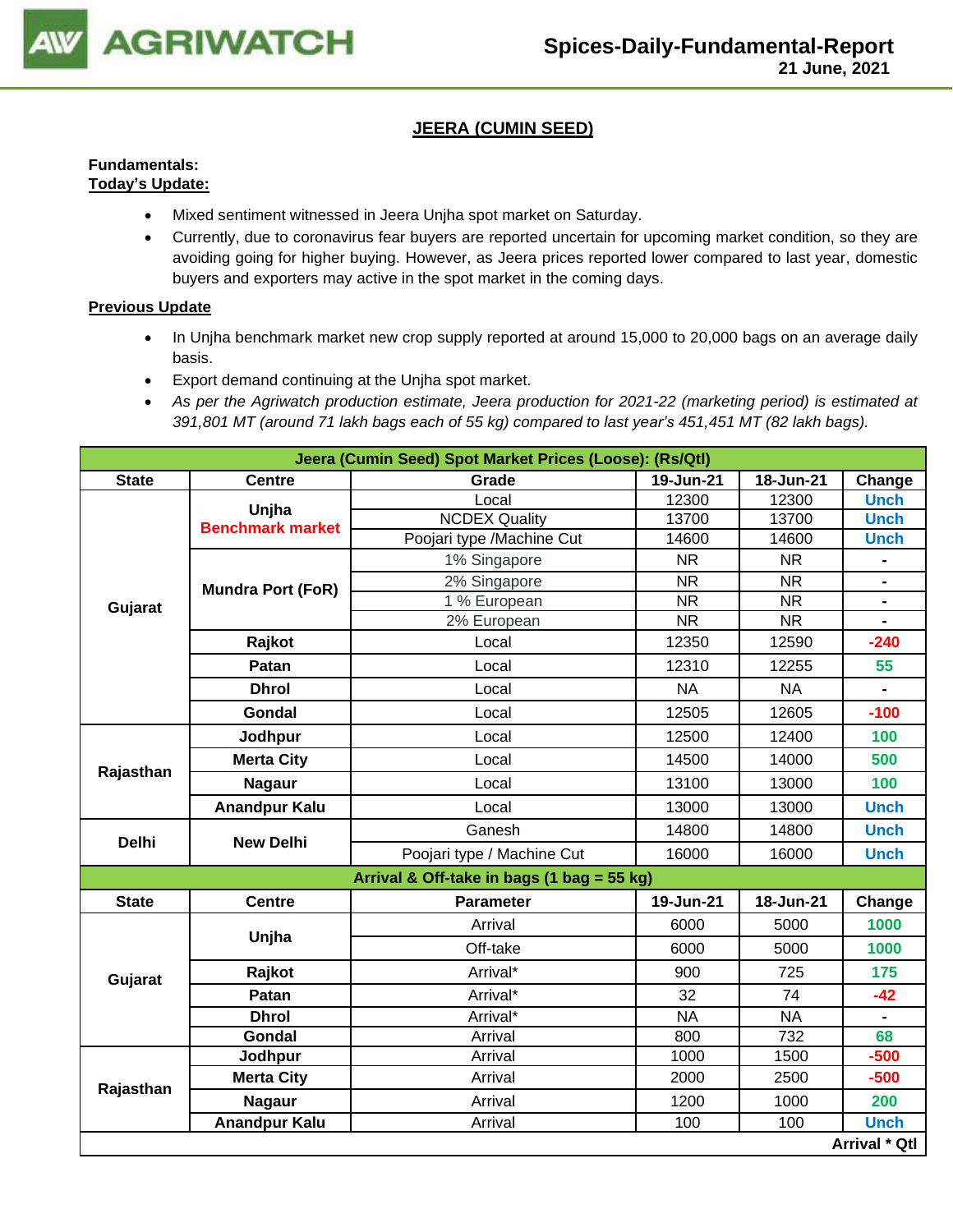## JEERA (CUMIN SEED)

**Fundamentals:**
**Today's Update:**

- Mixed sentiment witnessed in Jeera Unjha spot market on Saturday.
- Currently, due to coronavirus fear buyers are reported uncertain for upcoming market condition, so they are avoiding going for higher buying. However, as Jeera prices reported lower compared to last year, domestic buyers and exporters may active in the spot market in the coming days.

**Previous Update**

- In Unjha benchmark market new crop supply reported at around 15,000 to 20,000 bags on an average daily basis.
- Export demand continuing at the Unjha spot market.
- *As per the Agriwatch production estimate, Jeera production for 2021-22 (marketing period) is estimated at 391,801 MT (around 71 lakh bags each of 55 kg) compared to last year's 451,451 MT (82 lakh bags).*

| Jeera (Cumin Seed) Spot Market Prices (Loose): (Rs/Qtl) | | | | | |
|---|---|---|---|---|---|
| **State** | **Centre** | **Grade** | **19-Jun-21** | **18-Jun-21** | **Change** |
| Gujarat | Unjha Benchmark market | Local | 12300 | 12300 | Unch |
| | | NCDEX Quality | 13700 | 13700 | Unch |
| | | Poojari type /Machine Cut | 14600 | 14600 | Unch |
| | Mundra Port (FoR) | 1% Singapore | NR | NR | - |
| | | 2% Singapore | NR | NR | - |
| | | 1 % European | NR | NR | - |
| | | 2% European | NR | NR | - |
| | Rajkot | Local | 12350 | 12590 | -240 |
| | Patan | Local | 12310 | 12255 | 55 |
| | Dhrol | Local | NA | NA | - |
| | Gondal | Local | 12505 | 12605 | -100 |
| Rajasthan | Jodhpur | Local | 12500 | 12400 | 100 |
| | Merta City | Local | 14500 | 14000 | 500 |
| | Nagaur | Local | 13100 | 13000 | 100 |
| | Anandpur Kalu | Local | 13000 | 13000 | Unch |
| Delhi | New Delhi | Ganesh | 14800 | 14800 | Unch |
| | | Poojari type / Machine Cut | 16000 | 16000 | Unch |
| **Arrival & Off-take in bags (1 bag = 55 kg)** | | | | | |
| **State** | **Centre** | **Parameter** | **19-Jun-21** | **18-Jun-21** | **Change** |
| Gujarat | Unjha | Arrival | 6000 | 5000 | 1000 |
| | | Off-take | 6000 | 5000 | 1000 |
| | Rajkot | Arrival* | 900 | 725 | 175 |
| | Patan | Arrival* | 32 | 74 | -42 |
| | Dhrol | Arrival* | NA | NA | - |
| | Gondal | Arrival | 800 | 732 | 68 |
| Rajasthan | Jodhpur | Arrival | 1000 | 1500 | -500 |
| | Merta City | Arrival | 2000 | 2500 | -500 |
| | Nagaur | Arrival | 1200 | 1000 | 200 |
| | Anandpur Kalu | Arrival | 100 | 100 | Unch |
| | | | | | **Arrival * Qtl** |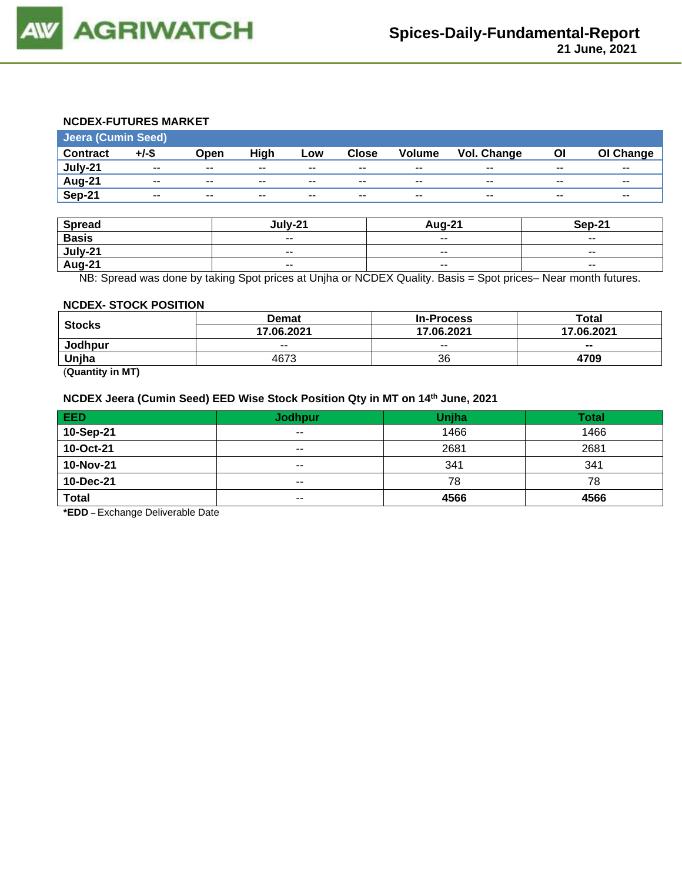## NCDEX-FUTURES MARKET

| Jeera (Cumin Seed) | | | | | | | | | |
|---|---|---|---|---|---|---|---|---|---|
| **Contract** | **+/-$** | **Open** | **High** | **Low** | **Close** | **Volume** | **Vol. Change** | **OI** | **OI Change** |
| **July-21** | -- | -- | -- | -- | -- | -- | -- | -- | -- |
| **Aug-21** | -- | -- | -- | -- | -- | -- | -- | -- | -- |
| **Sep-21** | -- | -- | -- | -- | -- | -- | -- | -- | -- |

| Spread | July-21 | Aug-21 | Sep-21 |
|---|---|---|---|
| **Basis** | -- | -- | -- |
| **July-21** | -- | -- | -- |
| **Aug-21** | -- | -- | -- |

NB: Spread was done by taking Spot prices at Unjha or NCDEX Quality. Basis = Spot prices– Near month futures.

## NCDEX- STOCK POSITION

| Stocks | Demat | In-Process | Total |
|---|---|---|---|
| | **17.06.2021** | **17.06.2021** | **17.06.2021** |
| **Jodhpur** | -- | -- | **--** |
| **Unjha** | 4673 | 36 | **4709** |

(**Quantity in MT)**

## NCDEX Jeera (Cumin Seed) EED Wise Stock Position Qty in MT on 14th June, 2021

| EED | Jodhpur | Unjha | Total |
|---|---|---|---|
| **10-Sep-21** | -- | 1466 | 1466 |
| **10-Oct-21** | -- | 2681 | 2681 |
| **10-Nov-21** | -- | 341 | 341 |
| **10-Dec-21** | -- | 78 | 78 |
| **Total** | -- | **4566** | **4566** |

**\*EDD** – Exchange Deliverable Date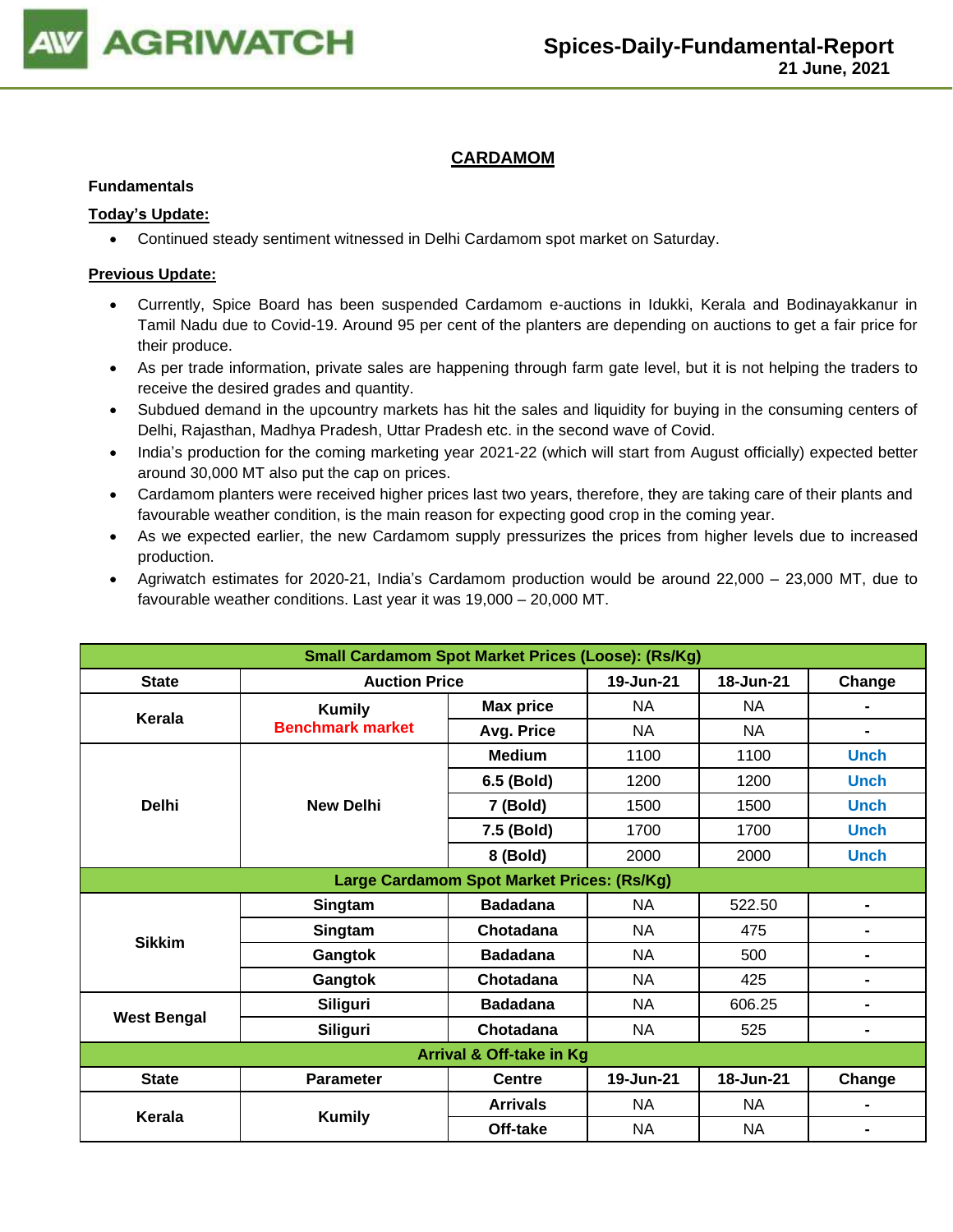# CARDAMOM

**Fundamentals**

**Today's Update:**

- Continued steady sentiment witnessed in Delhi Cardamom spot market on Saturday.

**Previous Update:**

- Currently, Spice Board has been suspended Cardamom e-auctions in Idukki, Kerala and Bodinayakkanur in Tamil Nadu due to Covid-19. Around 95 per cent of the planters are depending on auctions to get a fair price for their produce.
- As per trade information, private sales are happening through farm gate level, but it is not helping the traders to receive the desired grades and quantity.
- Subdued demand in the upcountry markets has hit the sales and liquidity for buying in the consuming centers of Delhi, Rajasthan, Madhya Pradesh, Uttar Pradesh etc. in the second wave of Covid.
- India's production for the coming marketing year 2021-22 (which will start from August officially) expected better around 30,000 MT also put the cap on prices.
- Cardamom planters were received higher prices last two years, therefore, they are taking care of their plants and favourable weather condition, is the main reason for expecting good crop in the coming year.
- As we expected earlier, the new Cardamom supply pressurizes the prices from higher levels due to increased production.
- Agriwatch estimates for 2020-21, India's Cardamom production would be around 22,000 – 23,000 MT, due to favourable weather conditions. Last year it was 19,000 – 20,000 MT.

| Small Cardamom Spot Market Prices (Loose): (Rs/Kg) | | | | | |
|---|---|---|---|---|---|
| **State** | **Auction Price** | | **19-Jun-21** | **18-Jun-21** | **Change** |
| Kerala | Kumily Benchmark market | Max price | NA | NA | - |
| | | Avg. Price | NA | NA | - |
| Delhi | New Delhi | Medium | 1100 | 1100 | Unch |
| | | 6.5 (Bold) | 1200 | 1200 | Unch |
| | | 7 (Bold) | 1500 | 1500 | Unch |
| | | 7.5 (Bold) | 1700 | 1700 | Unch |
| | | 8 (Bold) | 2000 | 2000 | Unch |
| **Large Cardamom Spot Market Prices: (Rs/Kg)** | | | | | |
| Sikkim | Singtam | Badadana | NA | 522.50 | - |
| | Singtam | Chotadana | NA | 475 | - |
| | Gangtok | Badadana | NA | 500 | - |
| | Gangtok | Chotadana | NA | 425 | - |
| West Bengal | Siliguri | Badadana | NA | 606.25 | - |
| | Siliguri | Chotadana | NA | 525 | - |
| **Arrival & Off-take in Kg** | | | | | |
| **State** | **Parameter** | **Centre** | **19-Jun-21** | **18-Jun-21** | **Change** |
| Kerala | Kumily | Arrivals | NA | NA | - |
| | | Off-take | NA | NA | - |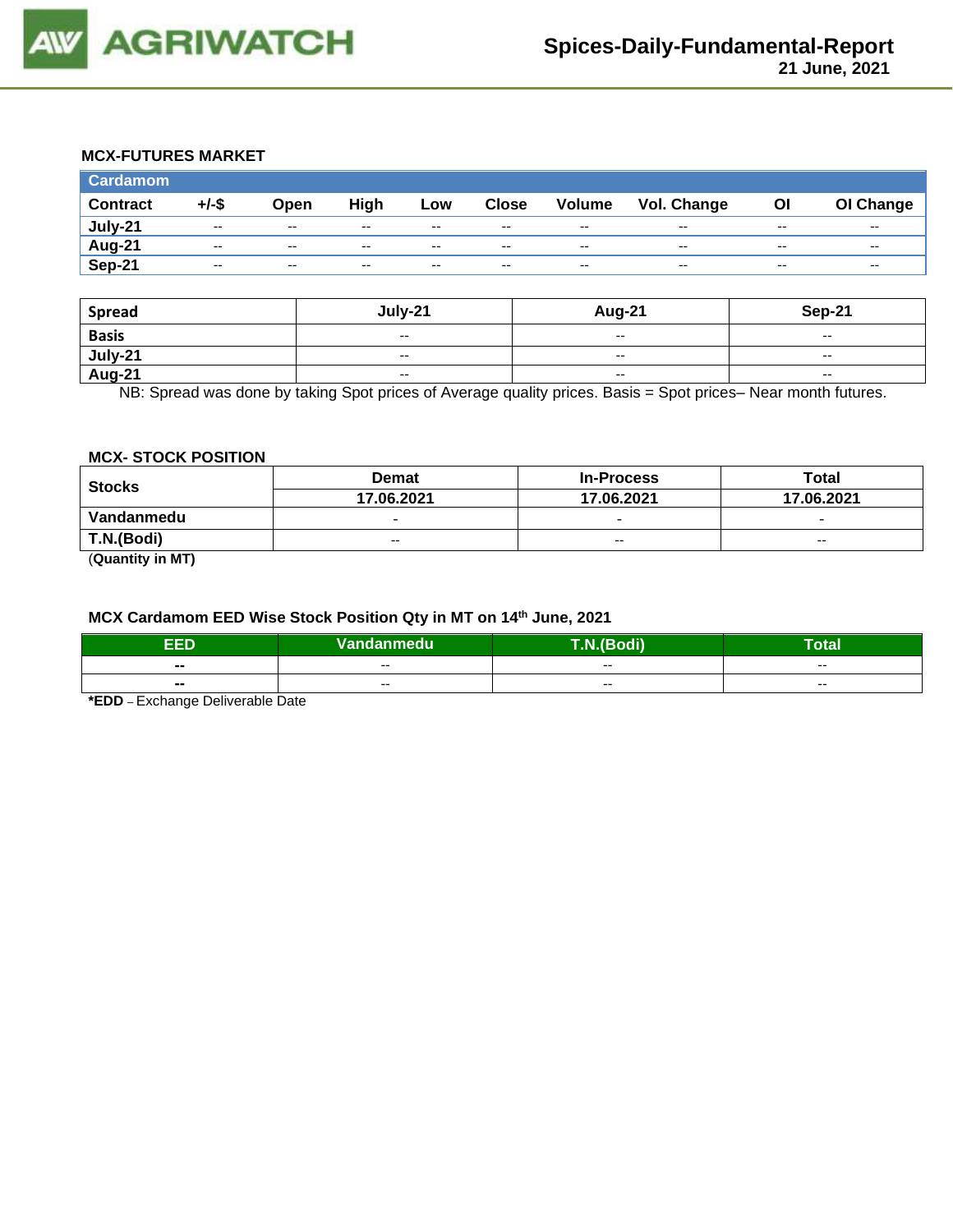### MCX-FUTURES MARKET

| Cardamom | | | | | | | | | |
|---|---|---|---|---|---|---|---|---|---|
| Contract | +/-$ | Open | High | Low | Close | Volume | Vol. Change | OI | OI Change |
| July-21 | -- | -- | -- | -- | -- | -- | -- | -- | -- |
| Aug-21 | -- | -- | -- | -- | -- | -- | -- | -- | -- |
| Sep-21 | -- | -- | -- | -- | -- | -- | -- | -- | -- |

| Spread | July-21 | Aug-21 | Sep-21 |
|---|---|---|---|
| Basis | -- | -- | -- |
| July-21 | -- | -- | -- |
| Aug-21 | -- | -- | -- |

NB: Spread was done by taking Spot prices of Average quality prices. Basis = Spot prices– Near month futures.

### MCX- STOCK POSITION

| Stocks | Demat | In-Process | Total |
|---|---|---|---|
| | 17.06.2021 | 17.06.2021 | 17.06.2021 |
| Vandanmedu | - | - | - |
| T.N.(Bodi) | -- | -- | -- |

(**Quantity in MT)**

### MCX Cardamom EED Wise Stock Position Qty in MT on 14th June, 2021

| EED | Vandanmedu | T.N.(Bodi) | Total |
|---|---|---|---|
| -- | -- | -- | -- |
| -- | -- | -- | -- |

***EDD** – Exchange Deliverable Date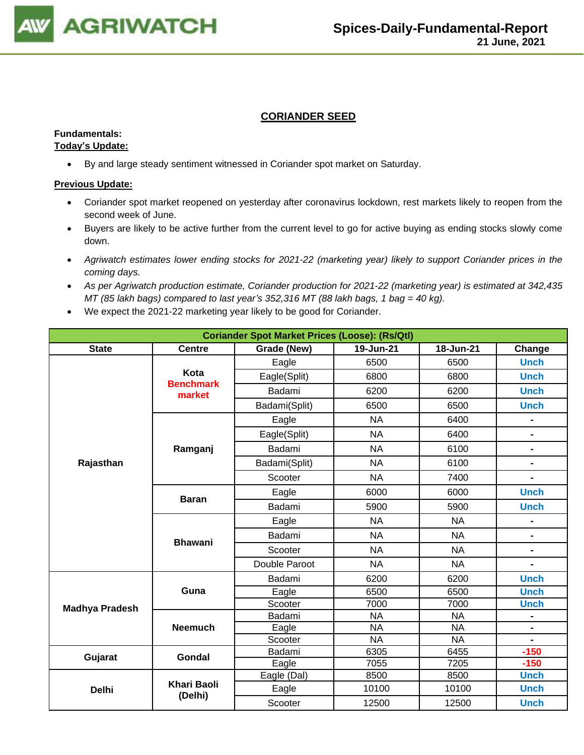## CORIANDER SEED

**Fundamentals:**

**Today's Update:**

- By and large steady sentiment witnessed in Coriander spot market on Saturday.

**Previous Update:**

- Coriander spot market reopened on yesterday after coronavirus lockdown, rest markets likely to reopen from the second week of June.
- Buyers are likely to be active further from the current level to go for active buying as ending stocks slowly come down.
- *Agriwatch estimates lower ending stocks for 2021-22 (marketing year) likely to support Coriander prices in the coming days.*
- *As per Agriwatch production estimate, Coriander production for 2021-22 (marketing year) is estimated at 342,435 MT (85 lakh bags) compared to last year's 352,316 MT (88 lakh bags, 1 bag = 40 kg).*
- We expect the 2021-22 marketing year likely to be good for Coriander.

| Coriander Spot Market Prices (Loose): (Rs/Qtl) | | | | | |
|---|---|---|---|---|---|
| **State** | **Centre** | **Grade (New)** | **19-Jun-21** | **18-Jun-21** | **Change** |
| Rajasthan | Kota Benchmark market | Eagle | 6500 | 6500 | Unch |
| | | Eagle(Split) | 6800 | 6800 | Unch |
| | | Badami | 6200 | 6200 | Unch |
| | | Badami(Split) | 6500 | 6500 | Unch |
| | Ramganj | Eagle | NA | 6400 | - |
| | | Eagle(Split) | NA | 6400 | - |
| | | Badami | NA | 6100 | - |
| | | Badami(Split) | NA | 6100 | - |
| | | Scooter | NA | 7400 | - |
| | Baran | Eagle | 6000 | 6000 | Unch |
| | | Badami | 5900 | 5900 | Unch |
| | Bhawani | Eagle | NA | NA | - |
| | | Badami | NA | NA | - |
| | | Scooter | NA | NA | - |
| | | Double Paroot | NA | NA | - |
| Madhya Pradesh | Guna | Badami | 6200 | 6200 | Unch |
| | | Eagle | 6500 | 6500 | Unch |
| | | Scooter | 7000 | 7000 | Unch |
| | Neemuch | Badami | NA | NA | - |
| | | Eagle | NA | NA | - |
| | | Scooter | NA | NA | - |
| Gujarat | Gondal | Badami | 6305 | 6455 | -150 |
| | | Eagle | 7055 | 7205 | -150 |
| Delhi | Khari Baoli (Delhi) | Eagle (Dal) | 8500 | 8500 | Unch |
| | | Eagle | 10100 | 10100 | Unch |
| | | Scooter | 12500 | 12500 | Unch |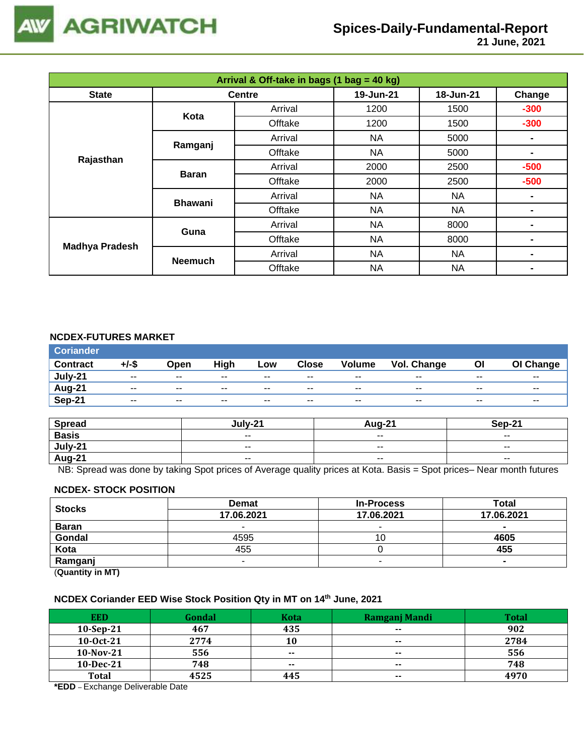# Spices-Daily-Fundamental-Report

21 June, 2021

| Arrival & Off-take in bags (1 bag = 40 kg) | | | | | |
|---|---|---|---|---|---|
| State | Centre | | 19-Jun-21 | 18-Jun-21 | Change |
| Rajasthan | Kota | Arrival | 1200 | 1500 | -300 |
| | | Offtake | 1200 | 1500 | -300 |
| | Ramganj | Arrival | NA | 5000 | - |
| | | Offtake | NA | 5000 | - |
| | Baran | Arrival | 2000 | 2500 | -500 |
| | | Offtake | 2000 | 2500 | -500 |
| | Bhawani | Arrival | NA | NA | - |
| | | Offtake | NA | NA | - |
| Madhya Pradesh | Guna | Arrival | NA | 8000 | - |
| | | Offtake | NA | 8000 | - |
| | Neemuch | Arrival | NA | NA | - |
| | | Offtake | NA | NA | - |

## NCDEX-FUTURES MARKET

| Coriander | | | | | | | | | |
|---|---|---|---|---|---|---|---|---|---|
| Contract | +/-$ | Open | High | Low | Close | Volume | Vol. Change | OI | OI Change |
| July-21 | -- | -- | -- | -- | -- | -- | -- | -- | -- |
| Aug-21 | -- | -- | -- | -- | -- | -- | -- | -- | -- |
| Sep-21 | -- | -- | -- | -- | -- | -- | -- | -- | -- |

| Spread | July-21 | Aug-21 | Sep-21 |
|---|---|---|---|
| Basis | -- | -- | -- |
| July-21 | -- | -- | -- |
| Aug-21 | -- | -- | -- |

NB: Spread was done by taking Spot prices of Average quality prices at Kota. Basis = Spot prices– Near month futures

## NCDEX- STOCK POSITION

| Stocks | Demat | In-Process | Total |
|---|---|---|---|
| | 17.06.2021 | 17.06.2021 | 17.06.2021 |
| Baran | - | - | - |
| Gondal | 4595 | 10 | 4605 |
| Kota | 455 | 0 | 455 |
| Ramganj | - | - | - |

(Quantity in MT)

## NCDEX Coriander EED Wise Stock Position Qty in MT on 14th June, 2021

| EED | Gondal | Kota | Ramganj Mandi | Total |
|---|---|---|---|---|
| 10-Sep-21 | 467 | 435 | -- | 902 |
| 10-Oct-21 | 2774 | 10 | -- | 2784 |
| 10-Nov-21 | 556 | -- | -- | 556 |
| 10-Dec-21 | 748 | -- | -- | 748 |
| Total | 4525 | 445 | -- | 4970 |

*EDD – Exchange Deliverable Date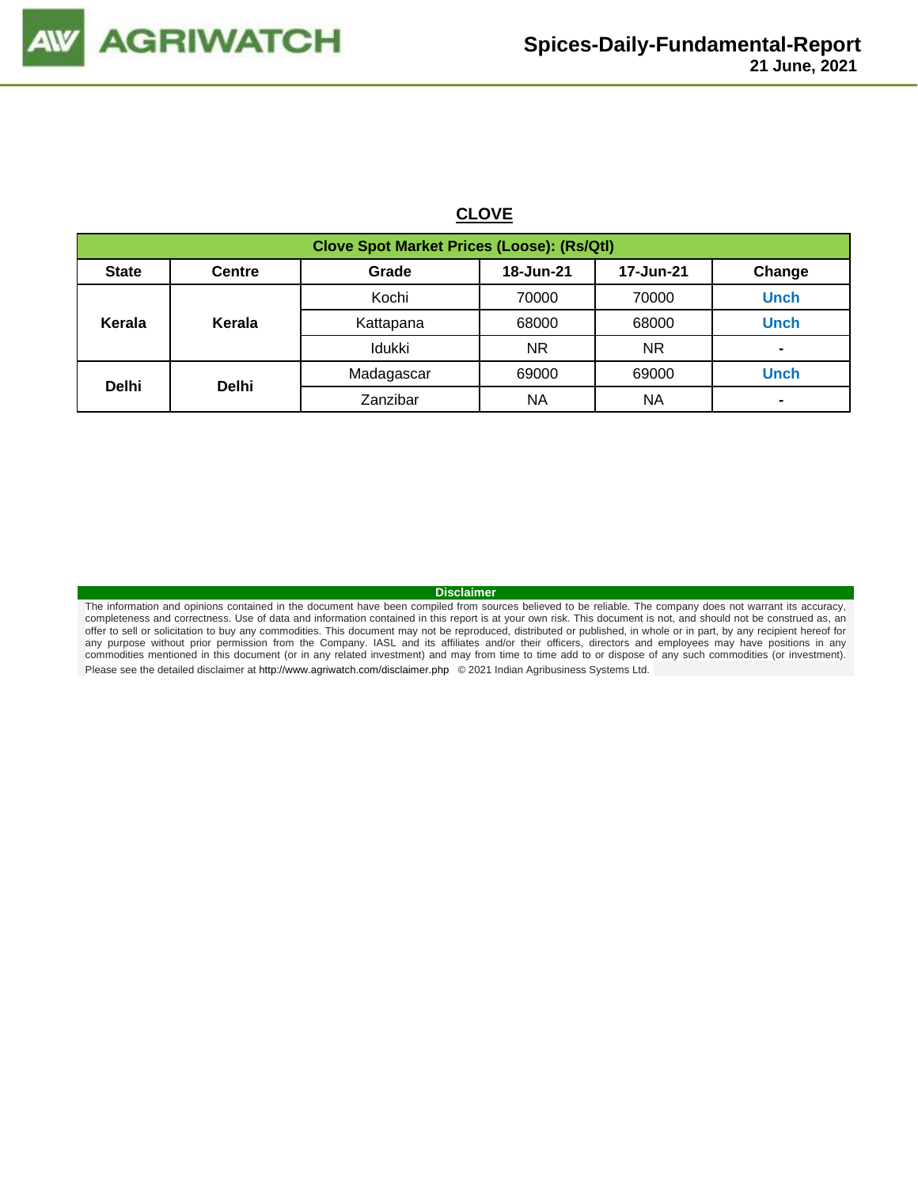## CLOVE

| Clove Spot Market Prices (Loose): (Rs/Qtl) | | | | | |
|---|---|---|---|---|---|
| **State** | **Centre** | **Grade** | **18-Jun-21** | **17-Jun-21** | **Change** |
| **Kerala** | **Kerala** | Kochi | 70000 | 70000 | **Unch** |
| | | Kattapana | 68000 | 68000 | **Unch** |
| | | Idukki | NR | NR | - |
| **Delhi** | **Delhi** | Madagascar | 69000 | 69000 | **Unch** |
| | | Zanzibar | NA | NA | - |

**Disclaimer**

The information and opinions contained in the document have been compiled from sources believed to be reliable. The company does not warrant its accuracy, completeness and correctness. Use of data and information contained in this report is at your own risk. This document is not, and should not be construed as, an offer to sell or solicitation to buy any commodities. This document may not be reproduced, distributed or published, in whole or in part, by any recipient hereof for any purpose without prior permission from the Company. IASL and its affiliates and/or their officers, directors and employees may have positions in any commodities mentioned in this document (or in any related investment) and may from time to time add to or dispose of any such commodities (or investment).

Please see the detailed disclaimer at http://www.agriwatch.com/disclaimer.php © 2021 Indian Agribusiness Systems Ltd.